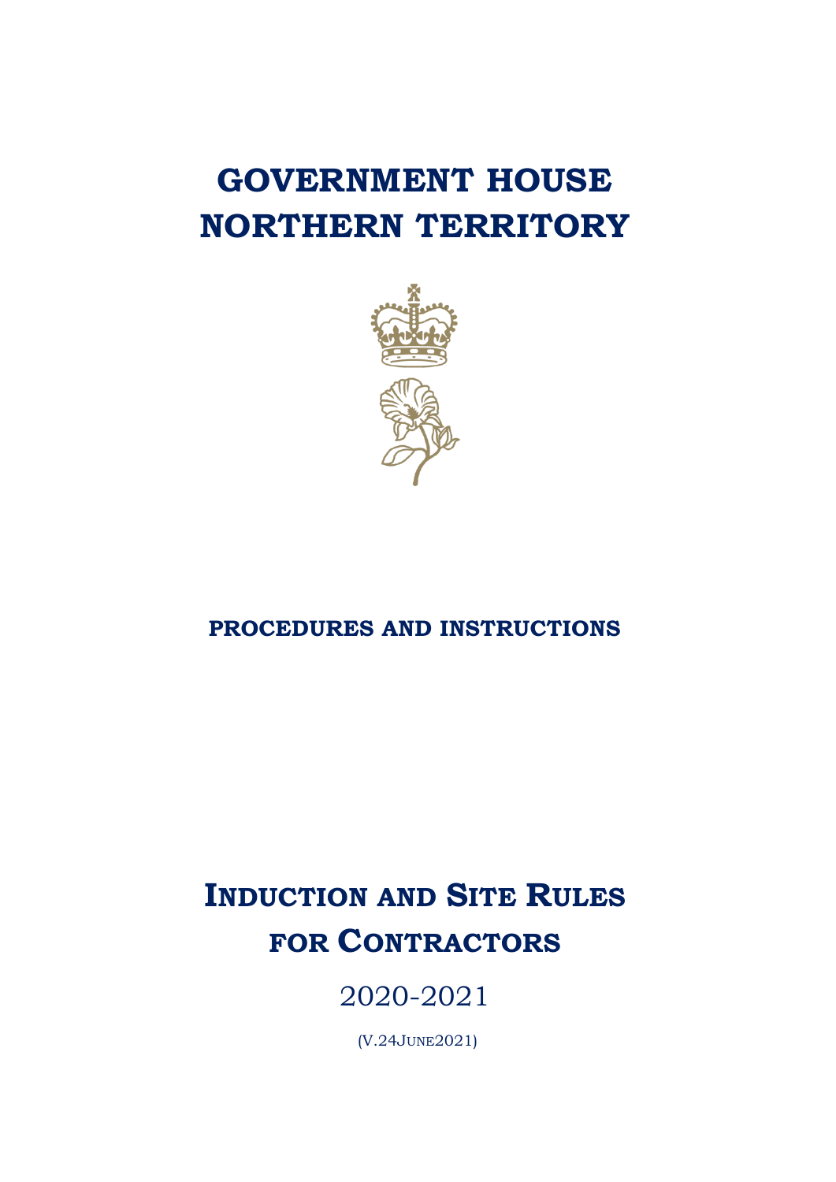# GOVERNMENT HOUSE NORTHERN TERRITORY

**PROCEDURES AND INSTRUCTIONS**

# INDUCTION AND SITE RULES FOR CONTRACTORS

2020-2021

(V.24JUNE2021)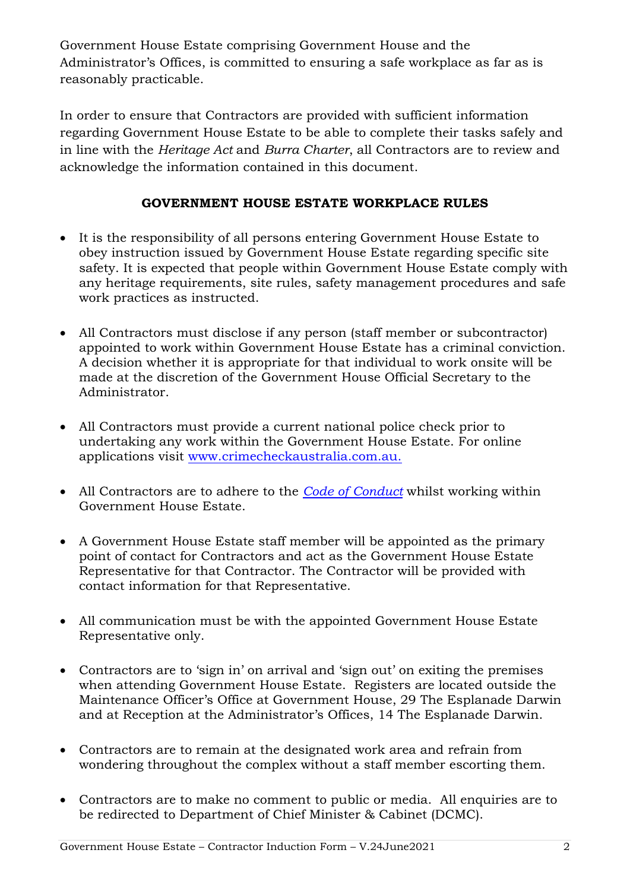Government House Estate comprising Government House and the Administrator's Offices, is committed to ensuring a safe workplace as far as is reasonably practicable.

In order to ensure that Contractors are provided with sufficient information regarding Government House Estate to be able to complete their tasks safely and in line with the *Heritage Act* and *Burra Charter*, all Contractors are to review and acknowledge the information contained in this document.

## GOVERNMENT HOUSE ESTATE WORKPLACE RULES

- It is the responsibility of all persons entering Government House Estate to obey instruction issued by Government House Estate regarding specific site safety. It is expected that people within Government House Estate comply with any heritage requirements, site rules, safety management procedures and safe work practices as instructed.

- All Contractors must disclose if any person (staff member or subcontractor) appointed to work within Government House Estate has a criminal conviction. A decision whether it is appropriate for that individual to work onsite will be made at the discretion of the Government House Official Secretary to the Administrator.

- All Contractors must provide a current national police check prior to undertaking any work within the Government House Estate. For online applications visit [www.crimecheckaustralia.com.au.](www.crimecheckaustralia.com.au)

- All Contractors are to adhere to the *Code of Conduct* whilst working within Government House Estate.

- A Government House Estate staff member will be appointed as the primary point of contact for Contractors and act as the Government House Estate Representative for that Contractor. The Contractor will be provided with contact information for that Representative.

- All communication must be with the appointed Government House Estate Representative only.

- Contractors are to 'sign in' on arrival and 'sign out' on exiting the premises when attending Government House Estate. Registers are located outside the Maintenance Officer's Office at Government House, 29 The Esplanade Darwin and at Reception at the Administrator's Offices, 14 The Esplanade Darwin.

- Contractors are to remain at the designated work area and refrain from wondering throughout the complex without a staff member escorting them.

- Contractors are to make no comment to public or media. All enquiries are to be redirected to Department of Chief Minister & Cabinet (DCMC).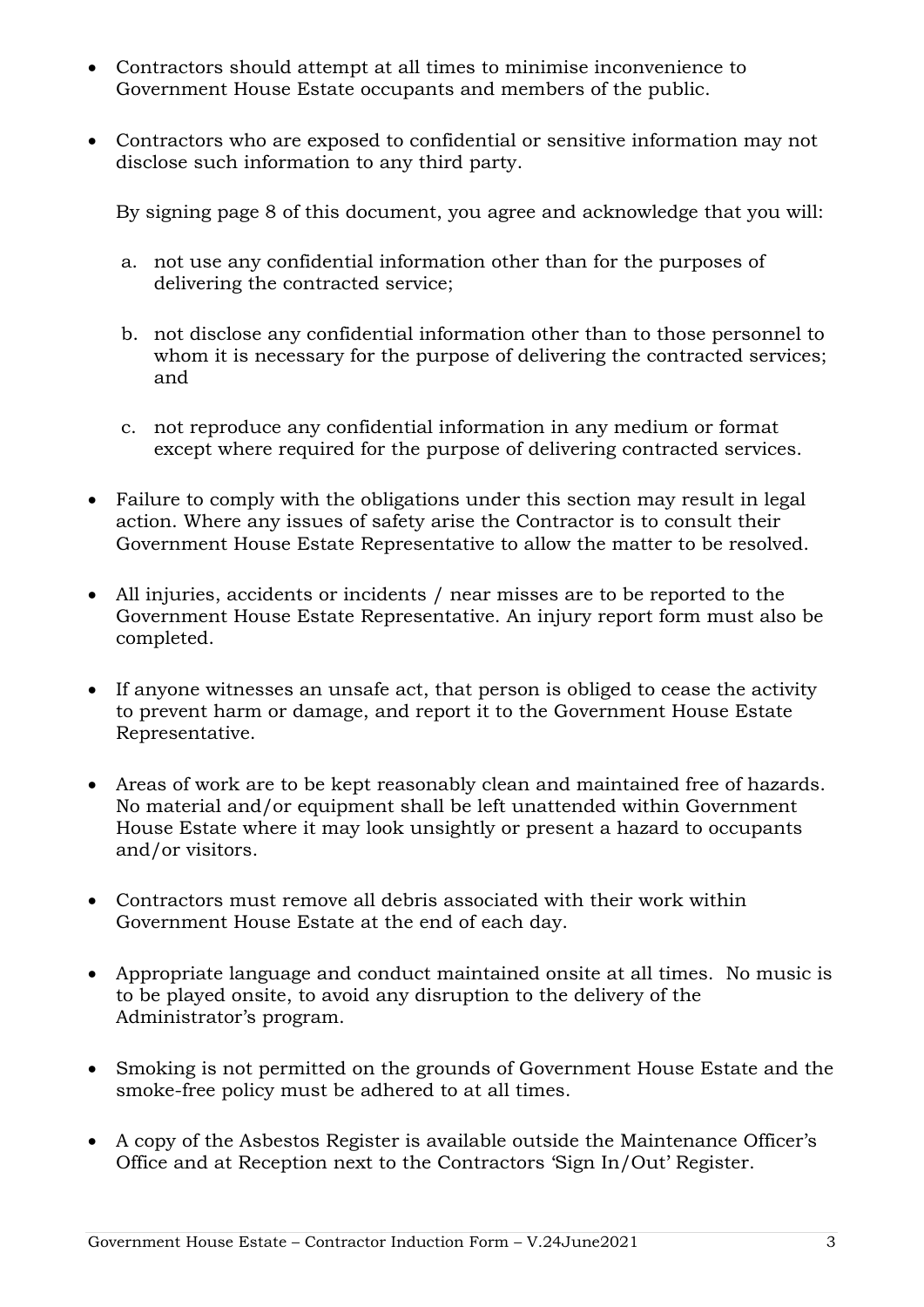- Contractors should attempt at all times to minimise inconvenience to Government House Estate occupants and members of the public.

- Contractors who are exposed to confidential or sensitive information may not disclose such information to any third party.

  By signing page 8 of this document, you agree and acknowledge that you will:

  a. not use any confidential information other than for the purposes of delivering the contracted service;

  b. not disclose any confidential information other than to those personnel to whom it is necessary for the purpose of delivering the contracted services; and

  c. not reproduce any confidential information in any medium or format except where required for the purpose of delivering contracted services.

- Failure to comply with the obligations under this section may result in legal action. Where any issues of safety arise the Contractor is to consult their Government House Estate Representative to allow the matter to be resolved.

- All injuries, accidents or incidents / near misses are to be reported to the Government House Estate Representative. An injury report form must also be completed.

- If anyone witnesses an unsafe act, that person is obliged to cease the activity to prevent harm or damage, and report it to the Government House Estate Representative.

- Areas of work are to be kept reasonably clean and maintained free of hazards. No material and/or equipment shall be left unattended within Government House Estate where it may look unsightly or present a hazard to occupants and/or visitors.

- Contractors must remove all debris associated with their work within Government House Estate at the end of each day.

- Appropriate language and conduct maintained onsite at all times. No music is to be played onsite, to avoid any disruption to the delivery of the Administrator's program.

- Smoking is not permitted on the grounds of Government House Estate and the smoke-free policy must be adhered to at all times.

- A copy of the Asbestos Register is available outside the Maintenance Officer's Office and at Reception next to the Contractors 'Sign In/Out' Register.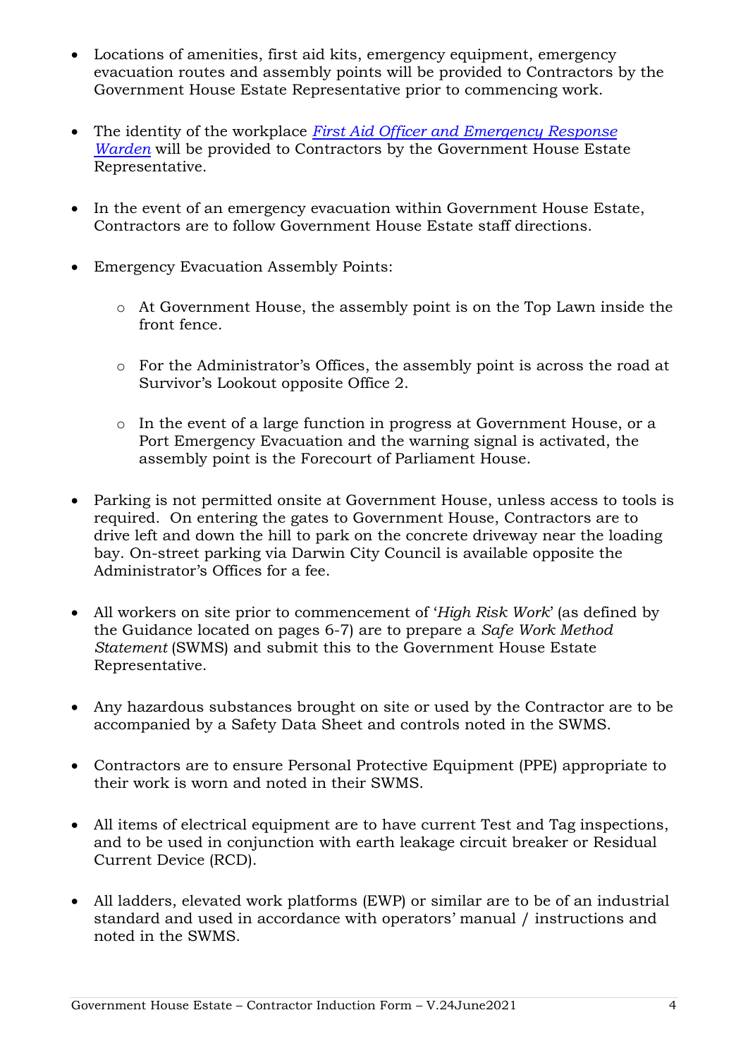- Locations of amenities, first aid kits, emergency equipment, emergency evacuation routes and assembly points will be provided to Contractors by the Government House Estate Representative prior to commencing work.

- The identity of the workplace *First Aid Officer and Emergency Response Warden* will be provided to Contractors by the Government House Estate Representative.

- In the event of an emergency evacuation within Government House Estate, Contractors are to follow Government House Estate staff directions.

- Emergency Evacuation Assembly Points:

  - At Government House, the assembly point is on the Top Lawn inside the front fence.

  - For the Administrator's Offices, the assembly point is across the road at Survivor's Lookout opposite Office 2.

  - In the event of a large function in progress at Government House, or a Port Emergency Evacuation and the warning signal is activated, the assembly point is the Forecourt of Parliament House.

- Parking is not permitted onsite at Government House, unless access to tools is required. On entering the gates to Government House, Contractors are to drive left and down the hill to park on the concrete driveway near the loading bay. On-street parking via Darwin City Council is available opposite the Administrator's Offices for a fee.

- All workers on site prior to commencement of '*High Risk Work*' (as defined by the Guidance located on pages 6-7) are to prepare a *Safe Work Method Statement* (SWMS) and submit this to the Government House Estate Representative.

- Any hazardous substances brought on site or used by the Contractor are to be accompanied by a Safety Data Sheet and controls noted in the SWMS.

- Contractors are to ensure Personal Protective Equipment (PPE) appropriate to their work is worn and noted in their SWMS.

- All items of electrical equipment are to have current Test and Tag inspections, and to be used in conjunction with earth leakage circuit breaker or Residual Current Device (RCD).

- All ladders, elevated work platforms (EWP) or similar are to be of an industrial standard and used in accordance with operators' manual / instructions and noted in the SWMS.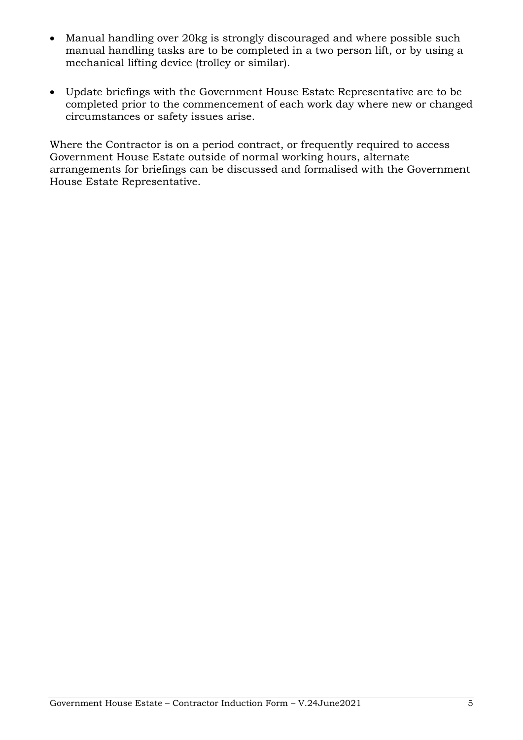- Manual handling over 20kg is strongly discouraged and where possible such manual handling tasks are to be completed in a two person lift, or by using a mechanical lifting device (trolley or similar).

- Update briefings with the Government House Estate Representative are to be completed prior to the commencement of each work day where new or changed circumstances or safety issues arise.

Where the Contractor is on a period contract, or frequently required to access Government House Estate outside of normal working hours, alternate arrangements for briefings can be discussed and formalised with the Government House Estate Representative.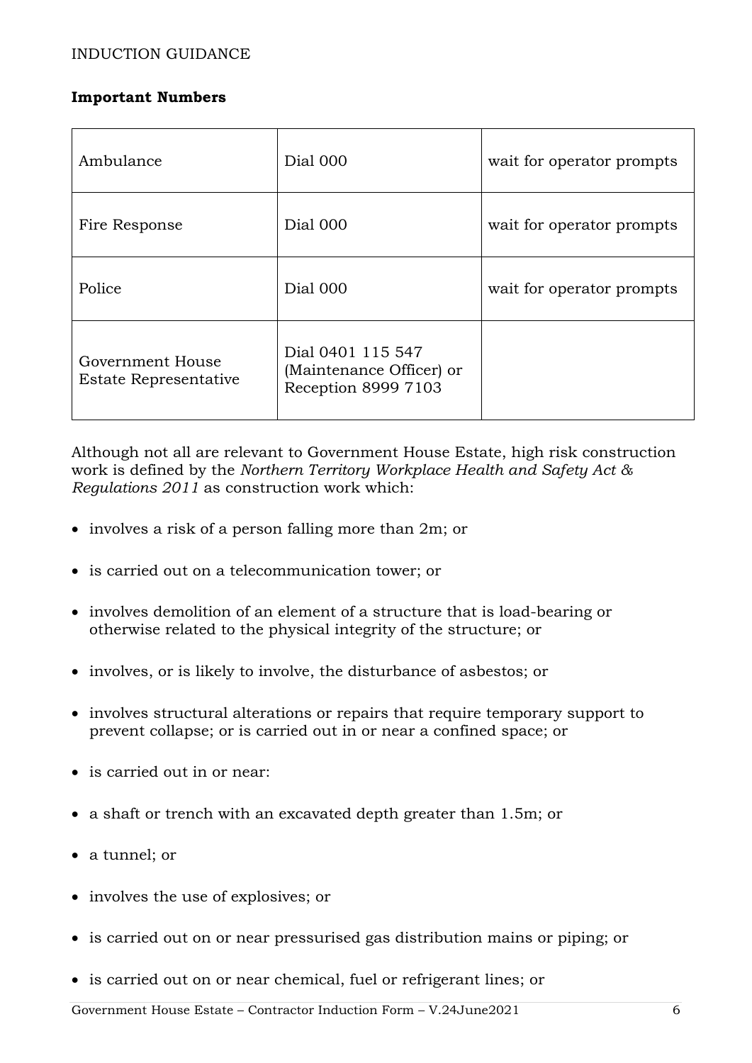INDUCTION GUIDANCE

**Important Numbers**

| | | |
|---|---|---|
| Ambulance | Dial 000 | wait for operator prompts |
| Fire Response | Dial 000 | wait for operator prompts |
| Police | Dial 000 | wait for operator prompts |
| Government House Estate Representative | Dial 0401 115 547 (Maintenance Officer) or Reception 8999 7103 | |

Although not all are relevant to Government House Estate, high risk construction work is defined by the *Northern Territory Workplace Health and Safety Act & Regulations 2011* as construction work which:

- involves a risk of a person falling more than 2m; or
- is carried out on a telecommunication tower; or
- involves demolition of an element of a structure that is load-bearing or otherwise related to the physical integrity of the structure; or
- involves, or is likely to involve, the disturbance of asbestos; or
- involves structural alterations or repairs that require temporary support to prevent collapse; or is carried out in or near a confined space; or
- is carried out in or near:
- a shaft or trench with an excavated depth greater than 1.5m; or
- a tunnel; or
- involves the use of explosives; or
- is carried out on or near pressurised gas distribution mains or piping; or
- is carried out on or near chemical, fuel or refrigerant lines; or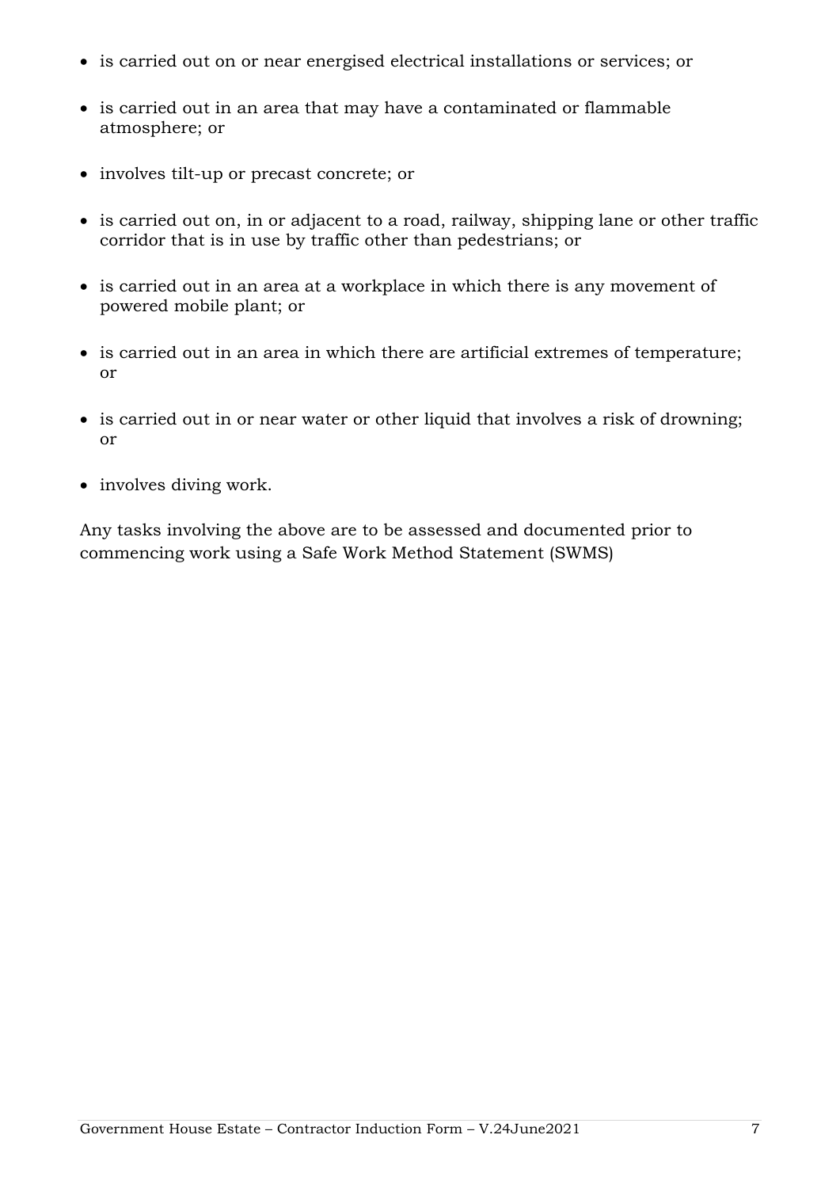- is carried out on or near energised electrical installations or services; or
- is carried out in an area that may have a contaminated or flammable atmosphere; or
- involves tilt-up or precast concrete; or
- is carried out on, in or adjacent to a road, railway, shipping lane or other traffic corridor that is in use by traffic other than pedestrians; or
- is carried out in an area at a workplace in which there is any movement of powered mobile plant; or
- is carried out in an area in which there are artificial extremes of temperature; or
- is carried out in or near water or other liquid that involves a risk of drowning; or
- involves diving work.

Any tasks involving the above are to be assessed and documented prior to commencing work using a Safe Work Method Statement (SWMS)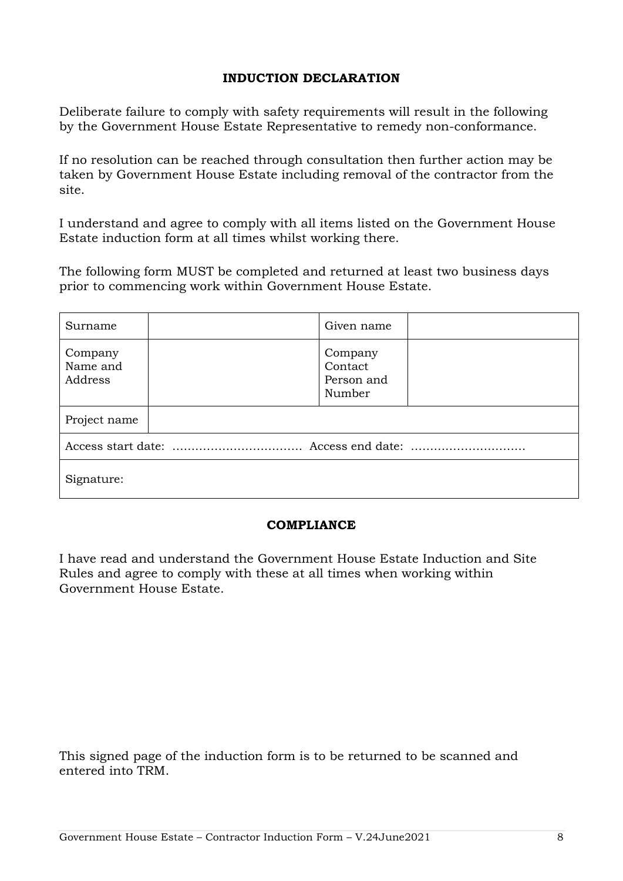## INDUCTION DECLARATION

Deliberate failure to comply with safety requirements will result in the following by the Government House Estate Representative to remedy non-conformance.

If no resolution can be reached through consultation then further action may be taken by Government House Estate including removal of the contractor from the site.

I understand and agree to comply with all items listed on the Government House Estate induction form at all times whilst working there.

The following form MUST be completed and returned at least two business days prior to commencing work within Government House Estate.

| Surname | | Given name | |
|---|---|---|---|
| Company Name and Address | | Company Contact Person and Number | |
| Project name | | | |
| Access start date: …………………………… Access end date: ………………………… | | | |
| Signature: | | | |

## COMPLIANCE

I have read and understand the Government House Estate Induction and Site Rules and agree to comply with these at all times when working within Government House Estate.

This signed page of the induction form is to be returned to be scanned and entered into TRM.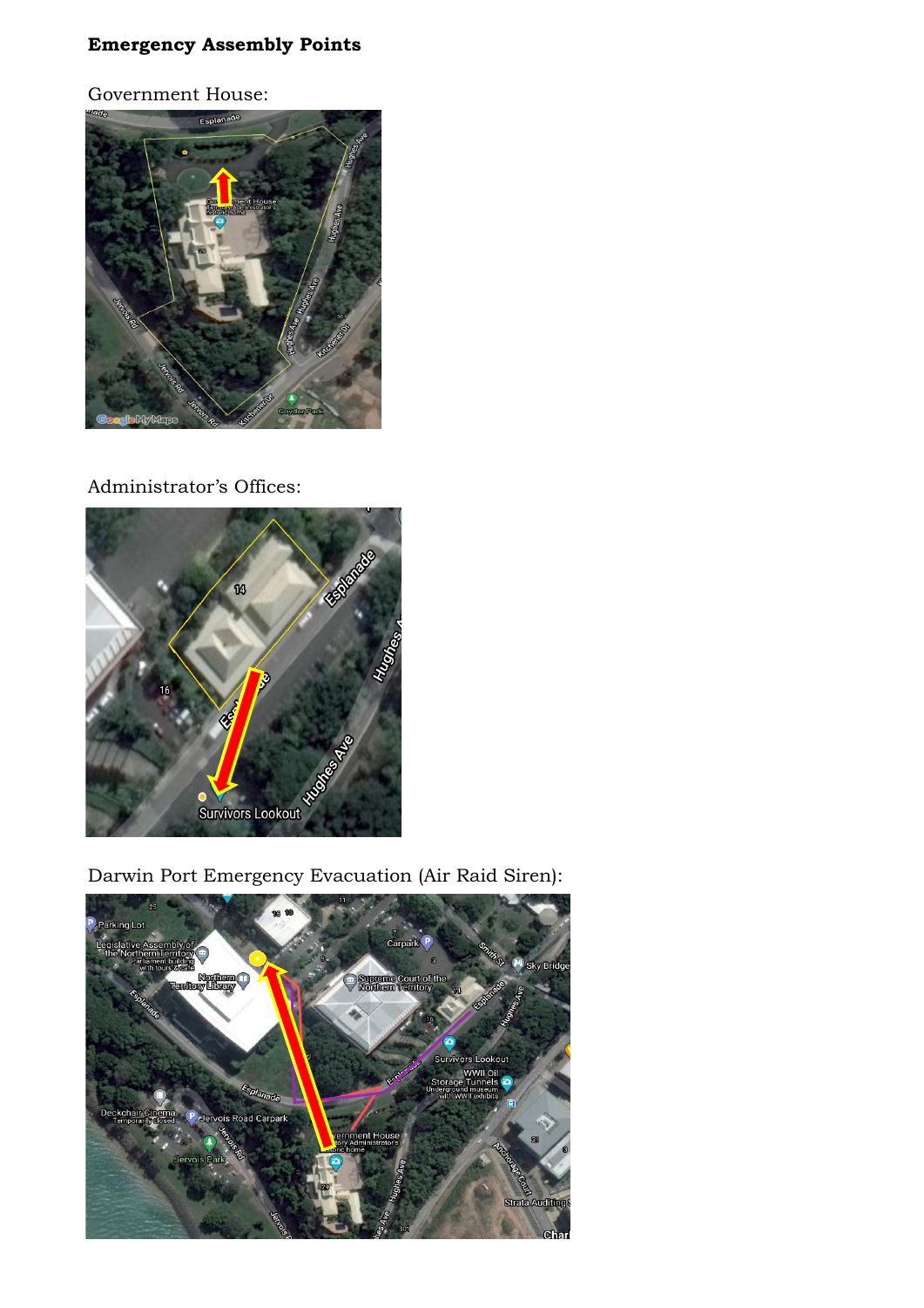**Emergency Assembly Points**

Government House:

Administrator's Offices:

Darwin Port Emergency Evacuation (Air Raid Siren):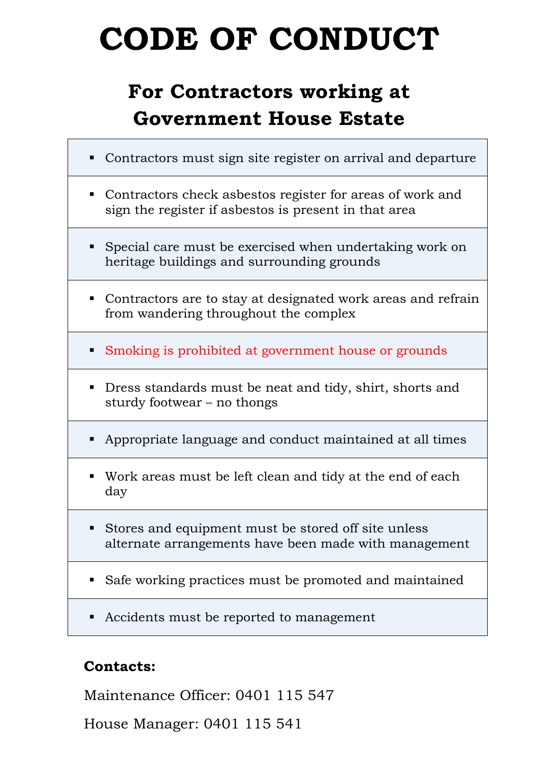# CODE OF CONDUCT

## For Contractors working at Government House Estate

- Contractors must sign site register on arrival and departure
- Contractors check asbestos register for areas of work and sign the register if asbestos is present in that area
- Special care must be exercised when undertaking work on heritage buildings and surrounding grounds
- Contractors are to stay at designated work areas and refrain from wandering throughout the complex
- Smoking is prohibited at government house or grounds
- Dress standards must be neat and tidy, shirt, shorts and sturdy footwear – no thongs
- Appropriate language and conduct maintained at all times
- Work areas must be left clean and tidy at the end of each day
- Stores and equipment must be stored off site unless alternate arrangements have been made with management
- Safe working practices must be promoted and maintained
- Accidents must be reported to management

**Contacts:**

Maintenance Officer: 0401 115 547

House Manager: 0401 115 541